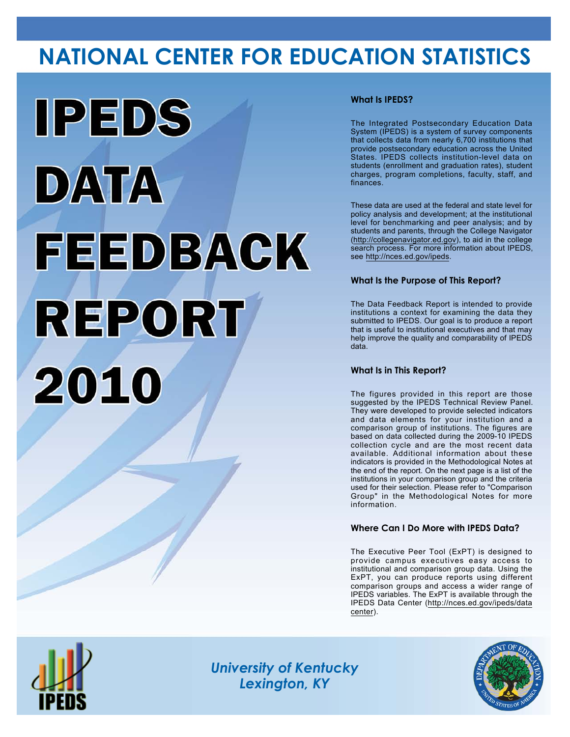# NATIONAL CENTER FOR EDUCATION STATISTICS

# IPEDS DATA FEEDBACK REPORT 2010

### What Is IPEDS?

The Integrated Postsecondary Education Data System (IPEDS) is a system of survey components that collects data from nearly 6,700 institutions that provide postsecondary education across the United States. IPEDS collects institution-level data on students (enrollment and graduation rates), student charges, program completions, faculty, staff, and finances.

These data are used at the federal and state level for policy analysis and development; at the institutional level for benchmarking and peer analysis; and by students and parents, through the College Navigator (http://collegenavigator.ed.gov), to aid in the college search process. For more information about IPEDS, see http://nces.ed.gov/ipeds.

### What Is the Purpose of This Report?

The Data Feedback Report is intended to provide institutions a context for examining the data they submitted to IPEDS. Our goal is to produce a report that is useful to institutional executives and that may help improve the quality and comparability of IPEDS data.

### What Is in This Report?

The figures provided in this report are those suggested by the IPEDS Technical Review Panel. They were developed to provide selected indicators and data elements for your institution and a comparison group of institutions. The figures are based on data collected during the 2009-10 IPEDS collection cycle and are the most recent data available. Additional information about these indicators is provided in the Methodological Notes at the end of the report. On the next page is a list of the institutions in your comparison group and the criteria used for their selection. Please refer to "Comparison Group" in the Methodological Notes for more information.

### Where Can I Do More with IPEDS Data?

The Executive Peer Tool (ExPT) is designed to provide campus executives easy access to institutional and comparison group data. Using the ExPT, you can produce reports using different comparison groups and access a wider range of IPEDS variables. The ExPT is available through the IPEDS Data Center (http://nces.ed.gov/ipeds/datacenter).

*University of Kentucky*
*Lexington, KY*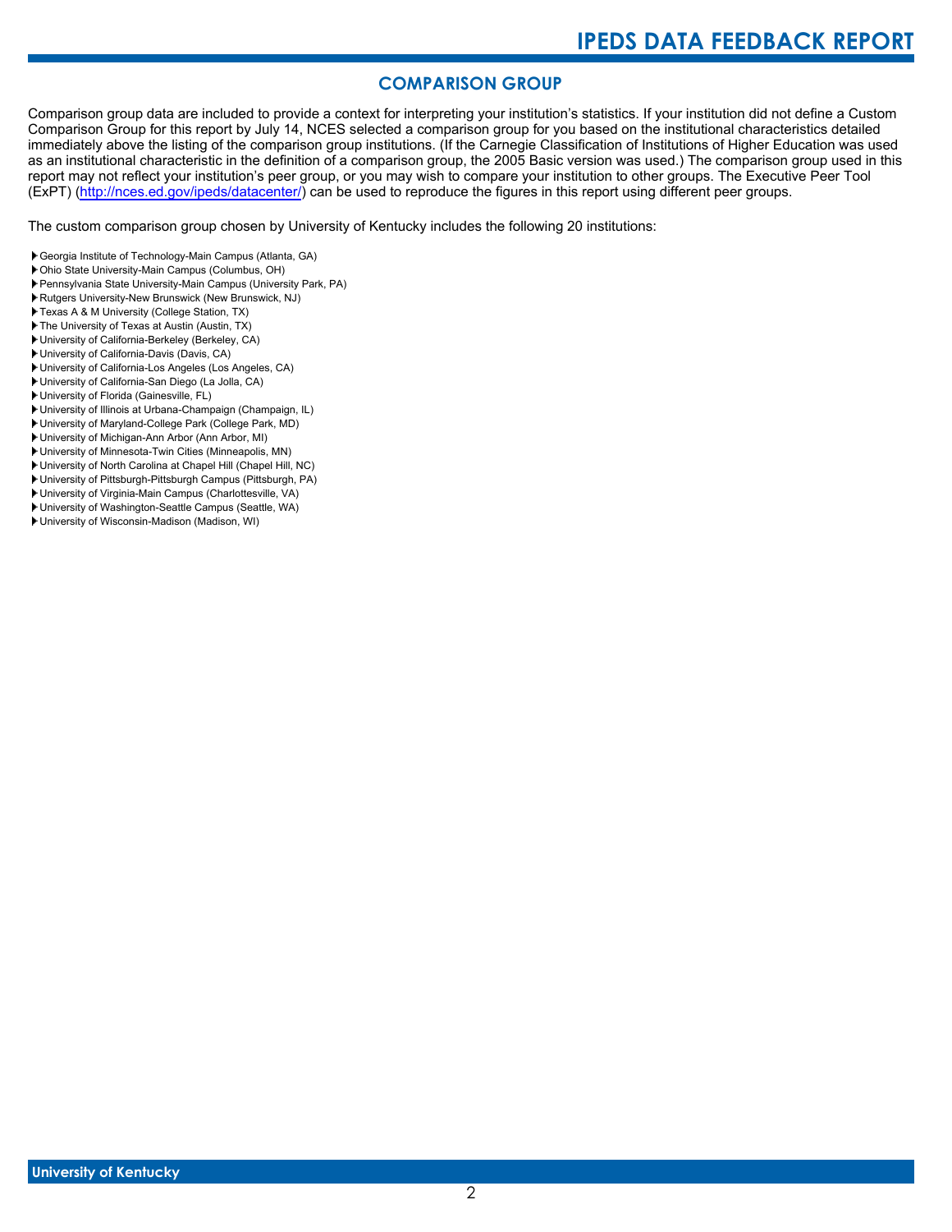## COMPARISON GROUP

Comparison group data are included to provide a context for interpreting your institution's statistics. If your institution did not define a Custom Comparison Group for this report by July 14, NCES selected a comparison group for you based on the institutional characteristics detailed immediately above the listing of the comparison group institutions. (If the Carnegie Classification of Institutions of Higher Education was used as an institutional characteristic in the definition of a comparison group, the 2005 Basic version was used.) The comparison group used in this report may not reflect your institution's peer group, or you may wish to compare your institution to other groups. The Executive Peer Tool (ExPT) (http://nces.ed.gov/ipeds/datacenter/) can be used to reproduce the figures in this report using different peer groups.

The custom comparison group chosen by University of Kentucky includes the following 20 institutions:

- Georgia Institute of Technology-Main Campus (Atlanta, GA)
- Ohio State University-Main Campus (Columbus, OH)
- Pennsylvania State University-Main Campus (University Park, PA)
- Rutgers University-New Brunswick (New Brunswick, NJ)
- Texas A & M University (College Station, TX)
- The University of Texas at Austin (Austin, TX)
- University of California-Berkeley (Berkeley, CA)
- University of California-Davis (Davis, CA)
- University of California-Los Angeles (Los Angeles, CA)
- University of California-San Diego (La Jolla, CA)
- University of Florida (Gainesville, FL)
- University of Illinois at Urbana-Champaign (Champaign, IL)
- University of Maryland-College Park (College Park, MD)
- University of Michigan-Ann Arbor (Ann Arbor, MI)
- University of Minnesota-Twin Cities (Minneapolis, MN)
- University of North Carolina at Chapel Hill (Chapel Hill, NC)
- University of Pittsburgh-Pittsburgh Campus (Pittsburgh, PA)
- University of Virginia-Main Campus (Charlottesville, VA)
- University of Washington-Seattle Campus (Seattle, WA)
- University of Wisconsin-Madison (Madison, WI)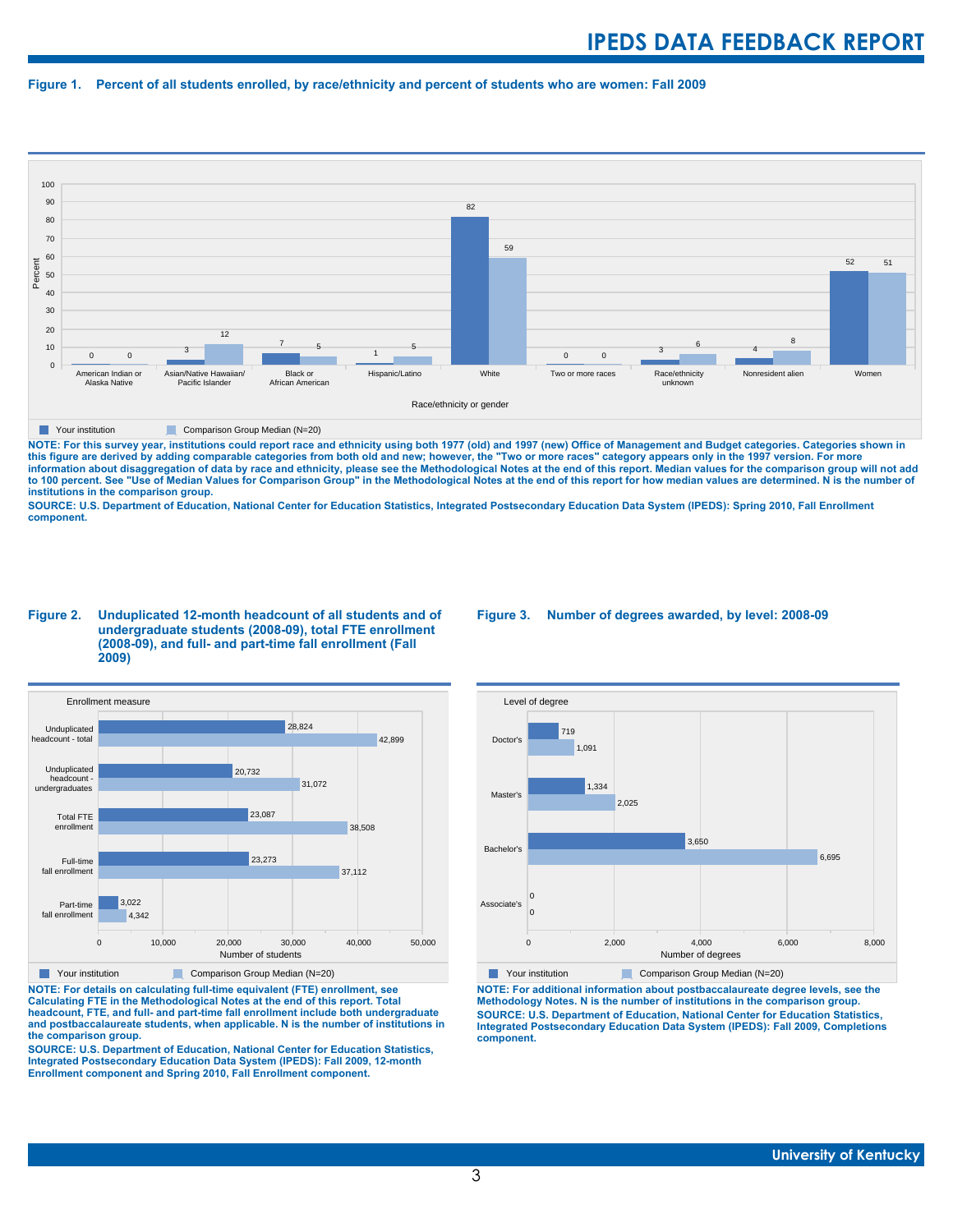## Figure 1. Percent of all students enrolled, by race/ethnicity and percent of students who are women: Fall 2009

| Race/ethnicity or gender | Your institution | Comparison Group Median (N=20) |
|---|---|---|
| American Indian or Alaska Native | 0 | 0 |
| Asian/Native Hawaiian/ Pacific Islander | 3 | 12 |
| Black or African American | 7 | 5 |
| Hispanic/Latino | 1 | 5 |
| White | 82 | 59 |
| Two or more races | 0 | 0 |
| Race/ethnicity unknown | 3 | 6 |
| Nonresident alien | 4 | 8 |
| Women | 52 | 51 |

**NOTE: For this survey year, institutions could report race and ethnicity using both 1977 (old) and 1997 (new) Office of Management and Budget categories. Categories shown in this figure are derived by adding comparable categories from both old and new; however, the "Two or more races" category appears only in the 1997 version. For more information about disaggregation of data by race and ethnicity, please see the Methodological Notes at the end of this report. Median values for the comparison group will not add to 100 percent. See "Use of Median Values for Comparison Group" in the Methodological Notes at the end of this report for how median values are determined. N is the number of institutions in the comparison group.**

**SOURCE: U.S. Department of Education, National Center for Education Statistics, Integrated Postsecondary Education Data System (IPEDS): Spring 2010, Fall Enrollment component.**

## Figure 2. Unduplicated 12-month headcount of all students and of undergraduate students (2008-09), total FTE enrollment (2008-09), and full- and part-time fall enrollment (Fall 2009)

| Enrollment measure | Your institution | Comparison Group Median (N=20) |
|---|---|---|
| Unduplicated headcount - total | 28,824 | 42,899 |
| Unduplicated headcount - undergraduates | 20,732 | 31,072 |
| Total FTE enrollment | 23,087 | 38,508 |
| Full-time fall enrollment | 23,273 | 37,112 |
| Part-time fall enrollment | 3,022 | 4,342 |

**NOTE: For details on calculating full-time equivalent (FTE) enrollment, see Calculating FTE in the Methodological Notes at the end of this report. Total headcount, FTE, and full- and part-time fall enrollment include both undergraduate and postbaccalaureate students, when applicable. N is the number of institutions in the comparison group.**

**SOURCE: U.S. Department of Education, National Center for Education Statistics, Integrated Postsecondary Education Data System (IPEDS): Fall 2009, 12-month Enrollment component and Spring 2010, Fall Enrollment component.**

## Figure 3. Number of degrees awarded, by level: 2008-09

| Level of degree | Your institution | Comparison Group Median (N=20) |
|---|---|---|
| Doctor's | 719 | 1,091 |
| Master's | 1,334 | 2,025 |
| Bachelor's | 3,650 | 6,695 |
| Associate's | 0 | 0 |

**NOTE: For additional information about postbaccalaureate degree levels, see the Methodology Notes. N is the number of institutions in the comparison group.**

**SOURCE: U.S. Department of Education, National Center for Education Statistics, Integrated Postsecondary Education Data System (IPEDS): Fall 2009, Completions component.**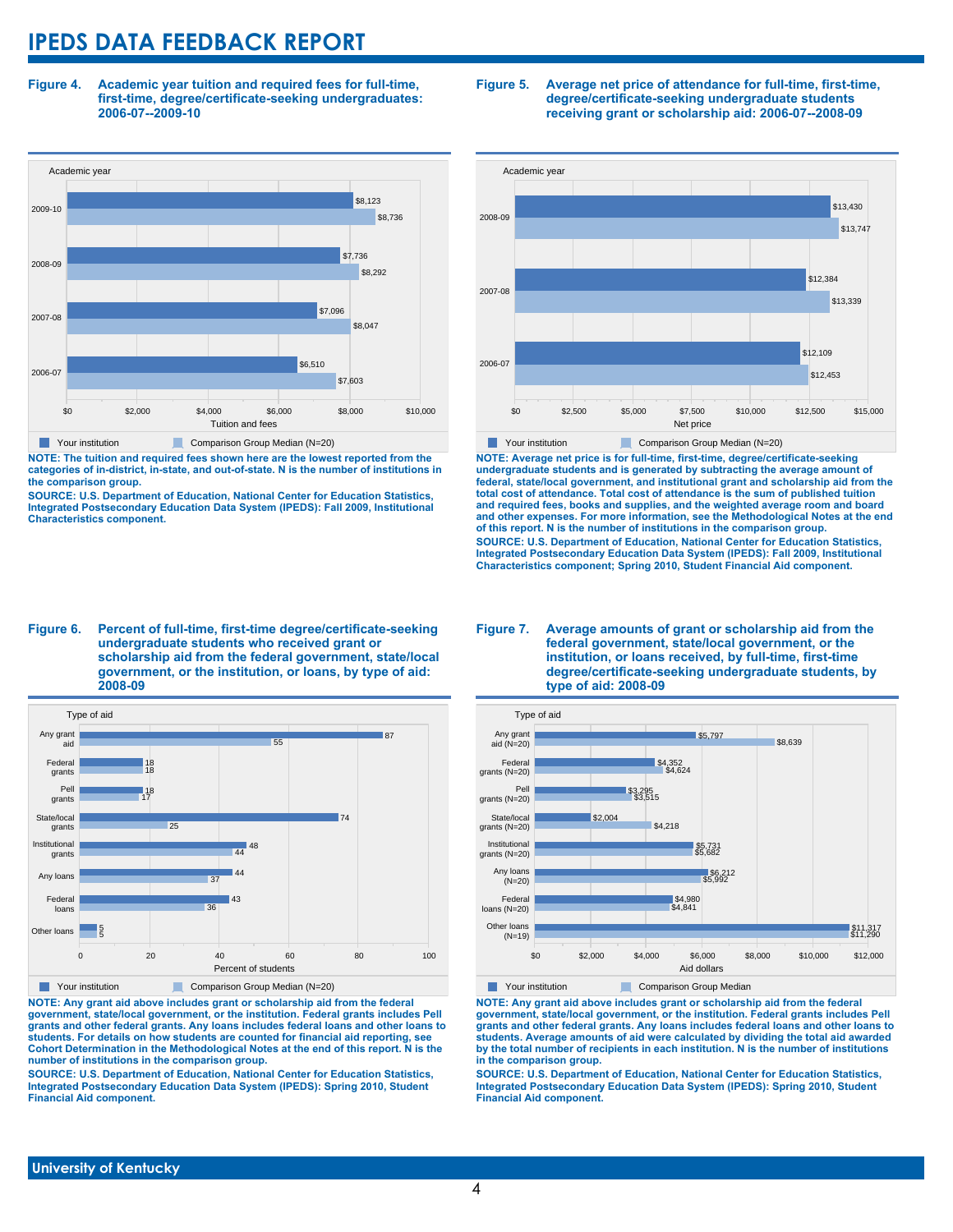# IPEDS DATA FEEDBACK REPORT

**Figure 4. Academic year tuition and required fees for full-time, first-time, degree/certificate-seeking undergraduates: 2006-07--2009-10**

| Academic year | Your institution | Comparison Group Median (N=20) |
|---|---|---|
| 2009-10 | $8,123 | $8,736 |
| 2008-09 | $7,736 | $8,292 |
| 2007-08 | $7,096 | $8,047 |
| 2006-07 | $6,510 | $7,603 |

**NOTE: The tuition and required fees shown here are the lowest reported from the categories of in-district, in-state, and out-of-state. N is the number of institutions in the comparison group.**

**SOURCE: U.S. Department of Education, National Center for Education Statistics, Integrated Postsecondary Education Data System (IPEDS): Fall 2009, Institutional Characteristics component.**

**Figure 5. Average net price of attendance for full-time, first-time, degree/certificate-seeking undergraduate students receiving grant or scholarship aid: 2006-07--2008-09**

| Academic year | Your institution | Comparison Group Median (N=20) |
|---|---|---|
| 2008-09 | $13,430 | $13,747 |
| 2007-08 | $12,384 | $13,339 |
| 2006-07 | $12,109 | $12,453 |

**NOTE: Average net price is for full-time, first-time, degree/certificate-seeking undergraduate students and is generated by subtracting the average amount of federal, state/local government, and institutional grant and scholarship aid from the total cost of attendance. Total cost of attendance is the sum of published tuition and required fees, books and supplies, and the weighted average room and board and other expenses. For more information, see the Methodological Notes at the end of this report. N is the number of institutions in the comparison group.**

**SOURCE: U.S. Department of Education, National Center for Education Statistics, Integrated Postsecondary Education Data System (IPEDS): Fall 2009, Institutional Characteristics component; Spring 2010, Student Financial Aid component.**

**Figure 6. Percent of full-time, first-time degree/certificate-seeking undergraduate students who received grant or scholarship aid from the federal government, state/local government, or the institution, or loans, by type of aid: 2008-09**

| Type of aid | Your institution | Comparison Group Median (N=20) |
|---|---|---|
| Any grant aid | 87 | 55 |
| Federal grants | 18 | 18 |
| Pell grants | 18 | 17 |
| State/local grants | 74 | 25 |
| Institutional grants | 48 | 44 |
| Any loans | 44 | 37 |
| Federal loans | 43 | 36 |
| Other loans | 5 | 5 |

**NOTE: Any grant aid above includes grant or scholarship aid from the federal government, state/local government, or the institution. Federal grants includes Pell grants and other federal grants. Any loans includes federal loans and other loans to students. For details on how students are counted for financial aid reporting, see Cohort Determination in the Methodological Notes at the end of this report. N is the number of institutions in the comparison group.**

**SOURCE: U.S. Department of Education, National Center for Education Statistics, Integrated Postsecondary Education Data System (IPEDS): Spring 2010, Student Financial Aid component.**

**Figure 7. Average amounts of grant or scholarship aid from the federal government, state/local government, or the institution, or loans received, by full-time, first-time degree/certificate-seeking undergraduate students, by type of aid: 2008-09**

| Type of aid | Your institution | Comparison Group Median |
|---|---|---|
| Any grant aid (N=20) | $5,797 | $8,639 |
| Federal grants (N=20) | $4,352 | $4,624 |
| Pell grants (N=20) | $3,295 | $3,515 |
| State/local grants (N=20) | $2,004 | $4,218 |
| Institutional grants (N=20) | $5,731 | $5,682 |
| Any loans (N=20) | $6,212 | $5,992 |
| Federal loans (N=20) | $4,980 | $4,841 |
| Other loans (N=19) | $11,317 | $11,290 |

**NOTE: Any grant aid above includes grant or scholarship aid from the federal government, state/local government, or the institution. Federal grants includes Pell grants and other federal grants. Any loans includes federal loans and other loans to students. Average amounts of aid were calculated by dividing the total aid awarded by the total number of recipients in each institution. N is the number of institutions in the comparison group.**

**SOURCE: U.S. Department of Education, National Center for Education Statistics, Integrated Postsecondary Education Data System (IPEDS): Spring 2010, Student Financial Aid component.**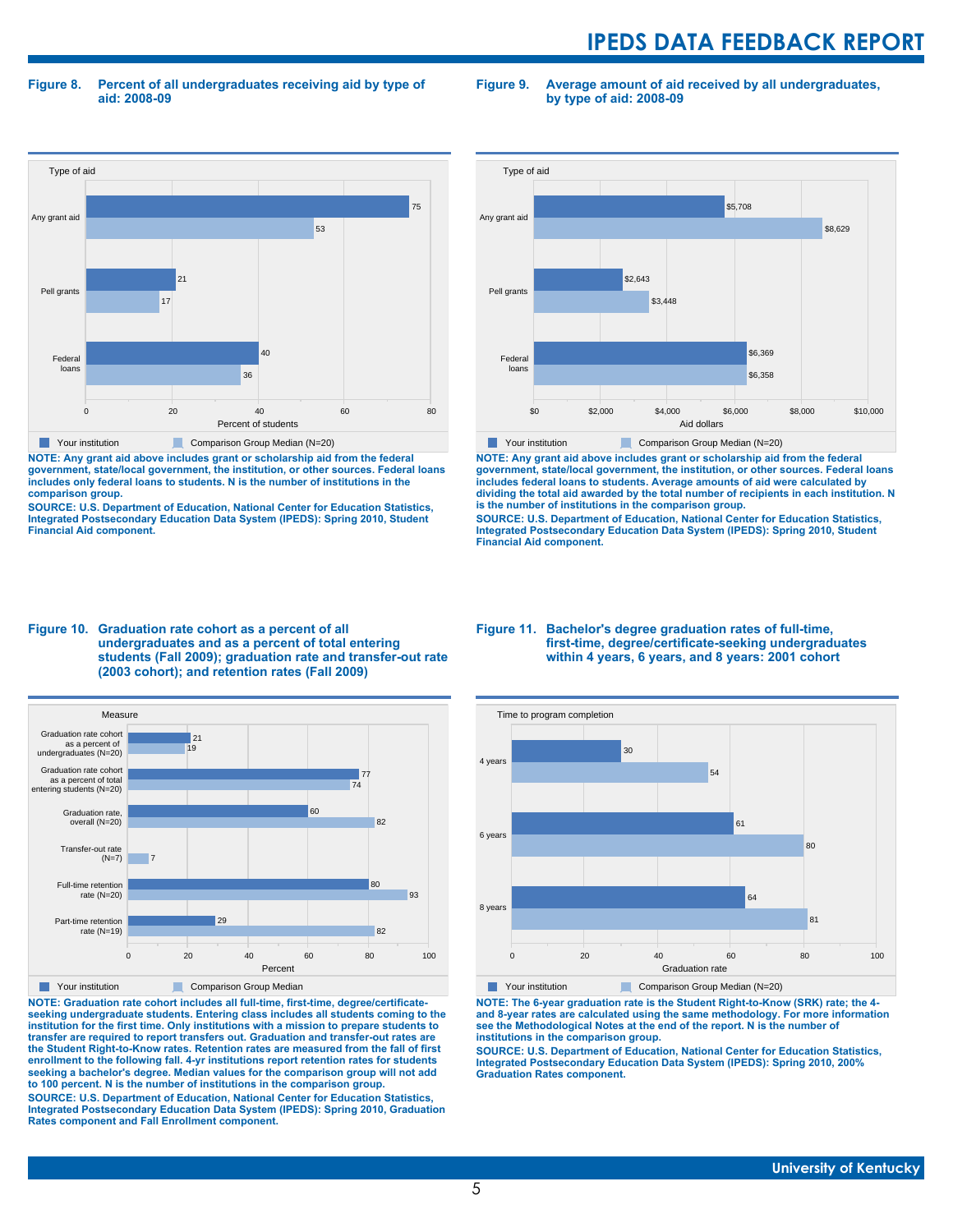### Figure 8. Percent of all undergraduates receiving aid by type of aid: 2008-09

| Type of aid | Your institution | Comparison Group Median (N=20) |
|---|---|---|
| Any grant aid | 75 | 53 |
| Pell grants | 21 | 17 |
| Federal loans | 40 | 36 |

Percent of students

**NOTE: Any grant aid above includes grant or scholarship aid from the federal government, state/local government, the institution, or other sources. Federal loans includes only federal loans to students. N is the number of institutions in the comparison group.**

**SOURCE: U.S. Department of Education, National Center for Education Statistics, Integrated Postsecondary Education Data System (IPEDS): Spring 2010, Student Financial Aid component.**

### Figure 9. Average amount of aid received by all undergraduates, by type of aid: 2008-09

| Type of aid | Your institution | Comparison Group Median (N=20) |
|---|---|---|
| Any grant aid | $5,708 | $8,629 |
| Pell grants | $2,643 | $3,448 |
| Federal loans | $6,369 | $6,358 |

Aid dollars

**NOTE: Any grant aid above includes grant or scholarship aid from the federal government, state/local government, the institution, or other sources. Federal loans includes federal loans to students. Average amounts of aid were calculated by dividing the total aid awarded by the total number of recipients in each institution. N is the number of institutions in the comparison group.**

**SOURCE: U.S. Department of Education, National Center for Education Statistics, Integrated Postsecondary Education Data System (IPEDS): Spring 2010, Student Financial Aid component.**

### Figure 10. Graduation rate cohort as a percent of all undergraduates and as a percent of total entering students (Fall 2009); graduation rate and transfer-out rate (2003 cohort); and retention rates (Fall 2009)

| Measure | Your institution | Comparison Group Median |
|---|---|---|
| Graduation rate cohort as a percent of undergraduates (N=20) | 21 | 19 |
| Graduation rate cohort as a percent of total entering students (N=20) | 77 | 74 |
| Graduation rate, overall (N=20) | 60 | 82 |
| Transfer-out rate (N=7) | | 7 |
| Full-time retention rate (N=20) | 80 | 93 |
| Part-time retention rate (N=19) | 29 | 82 |

Percent

**NOTE: Graduation rate cohort includes all full-time, first-time, degree/certificate-seeking undergraduate students. Entering class includes all students coming to the institution for the first time. Only institutions with a mission to prepare students to transfer are required to report transfers out. Graduation and transfer-out rates are the Student Right-to-Know rates. Retention rates are measured from the fall of first enrollment to the following fall. 4-yr institutions report retention rates for students seeking a bachelor's degree. Median values for the comparison group will not add to 100 percent. N is the number of institutions in the comparison group.**

**SOURCE: U.S. Department of Education, National Center for Education Statistics, Integrated Postsecondary Education Data System (IPEDS): Spring 2010, Graduation Rates component and Fall Enrollment component.**

### Figure 11. Bachelor's degree graduation rates of full-time, first-time, degree/certificate-seeking undergraduates within 4 years, 6 years, and 8 years: 2001 cohort

| Time to program completion | Your institution | Comparison Group Median (N=20) |
|---|---|---|
| 4 years | 30 | 54 |
| 6 years | 61 | 80 |
| 8 years | 64 | 81 |

Graduation rate

**NOTE: The 6-year graduation rate is the Student Right-to-Know (SRK) rate; the 4- and 8-year rates are calculated using the same methodology. For more information see the Methodological Notes at the end of the report. N is the number of institutions in the comparison group.**

**SOURCE: U.S. Department of Education, National Center for Education Statistics, Integrated Postsecondary Education Data System (IPEDS): Spring 2010, 200% Graduation Rates component.**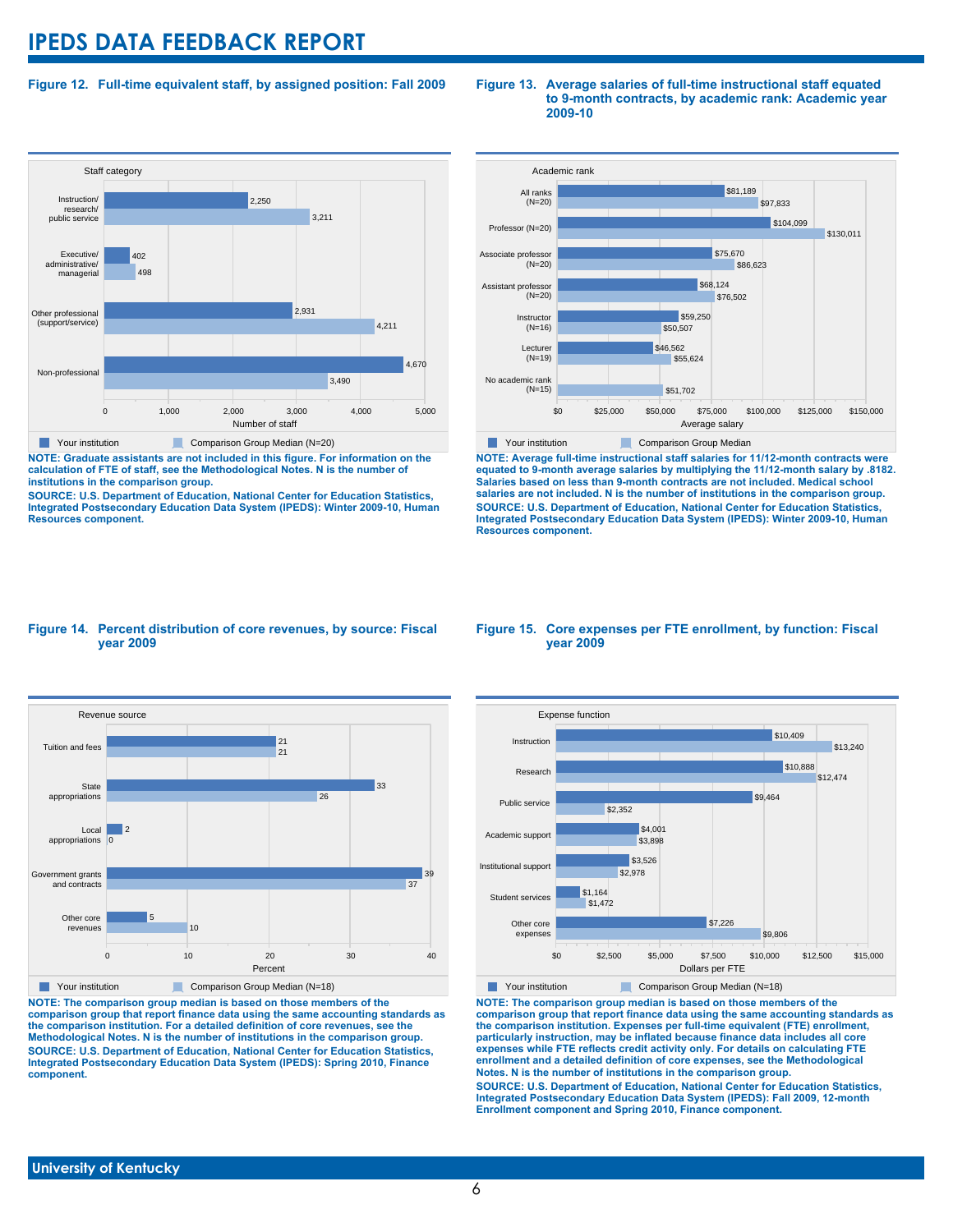## Figure 12. Full-time equivalent staff, by assigned position: Fall 2009

| Staff category | Your institution | Comparison Group Median (N=20) |
|---|---|---|
| Instruction/ research/ public service | 2,250 | 3,211 |
| Executive/ administrative/ managerial | 402 | 498 |
| Other professional (support/service) | 2,931 | 4,211 |
| Non-professional | 4,670 | 3,490 |

NOTE: Graduate assistants are not included in this figure. For information on the calculation of FTE of staff, see the Methodological Notes. N is the number of institutions in the comparison group.

SOURCE: U.S. Department of Education, National Center for Education Statistics, Integrated Postsecondary Education Data System (IPEDS): Winter 2009-10, Human Resources component.

## Figure 13. Average salaries of full-time instructional staff equated to 9-month contracts, by academic rank: Academic year 2009-10

| Academic rank | Your institution | Comparison Group Median |
|---|---|---|
| All ranks (N=20) | $81,189 | $97,833 |
| Professor (N=20) | $104,099 | $130,011 |
| Associate professor (N=20) | $75,670 | $86,623 |
| Assistant professor (N=20) | $68,124 | $76,502 |
| Instructor (N=16) | $59,250 | $50,507 |
| Lecturer (N=19) | $46,562 | $55,624 |
| No academic rank (N=15) | | $51,702 |

NOTE: Average full-time instructional staff salaries for 11/12-month contracts were equated to 9-month average salaries by multiplying the 11/12-month salary by .8182. Salaries based on less than 9-month contracts are not included. Medical school salaries are not included. N is the number of institutions in the comparison group.

SOURCE: U.S. Department of Education, National Center for Education Statistics, Integrated Postsecondary Education Data System (IPEDS): Winter 2009-10, Human Resources component.

## Figure 14. Percent distribution of core revenues, by source: Fiscal year 2009

| Revenue source | Your institution (Percent) | Comparison Group Median (N=18) (Percent) |
|---|---|---|
| Tuition and fees | 21 | 21 |
| State appropriations | 33 | 26 |
| Local appropriations | 2 | 0 |
| Government grants and contracts | 39 | 37 |
| Other core revenues | 5 | 10 |

NOTE: The comparison group median is based on those members of the comparison group that report finance data using the same accounting standards as the comparison institution. For a detailed definition of core revenues, see the Methodological Notes. N is the number of institutions in the comparison group.

SOURCE: U.S. Department of Education, National Center for Education Statistics, Integrated Postsecondary Education Data System (IPEDS): Spring 2010, Finance component.

## Figure 15. Core expenses per FTE enrollment, by function: Fiscal year 2009

| Expense function | Your institution | Comparison Group Median (N=18) |
|---|---|---|
| Instruction | $10,409 | $13,240 |
| Research | $10,888 | $12,474 |
| Public service | $9,464 | $2,352 |
| Academic support | $4,001 | $3,898 |
| Institutional support | $3,526 | $2,978 |
| Student services | $1,164 | $1,472 |
| Other core expenses | $7,226 | $9,806 |

NOTE: The comparison group median is based on those members of the comparison group that report finance data using the same accounting standards as the comparison institution. Expenses per full-time equivalent (FTE) enrollment, particularly instruction, may be inflated because finance data includes all core expenses while FTE reflects credit activity only. For details on calculating FTE enrollment and a detailed definition of core expenses, see the Methodological Notes. N is the number of institutions in the comparison group.

SOURCE: U.S. Department of Education, National Center for Education Statistics, Integrated Postsecondary Education Data System (IPEDS): Fall 2009, 12-month Enrollment component and Spring 2010, Finance component.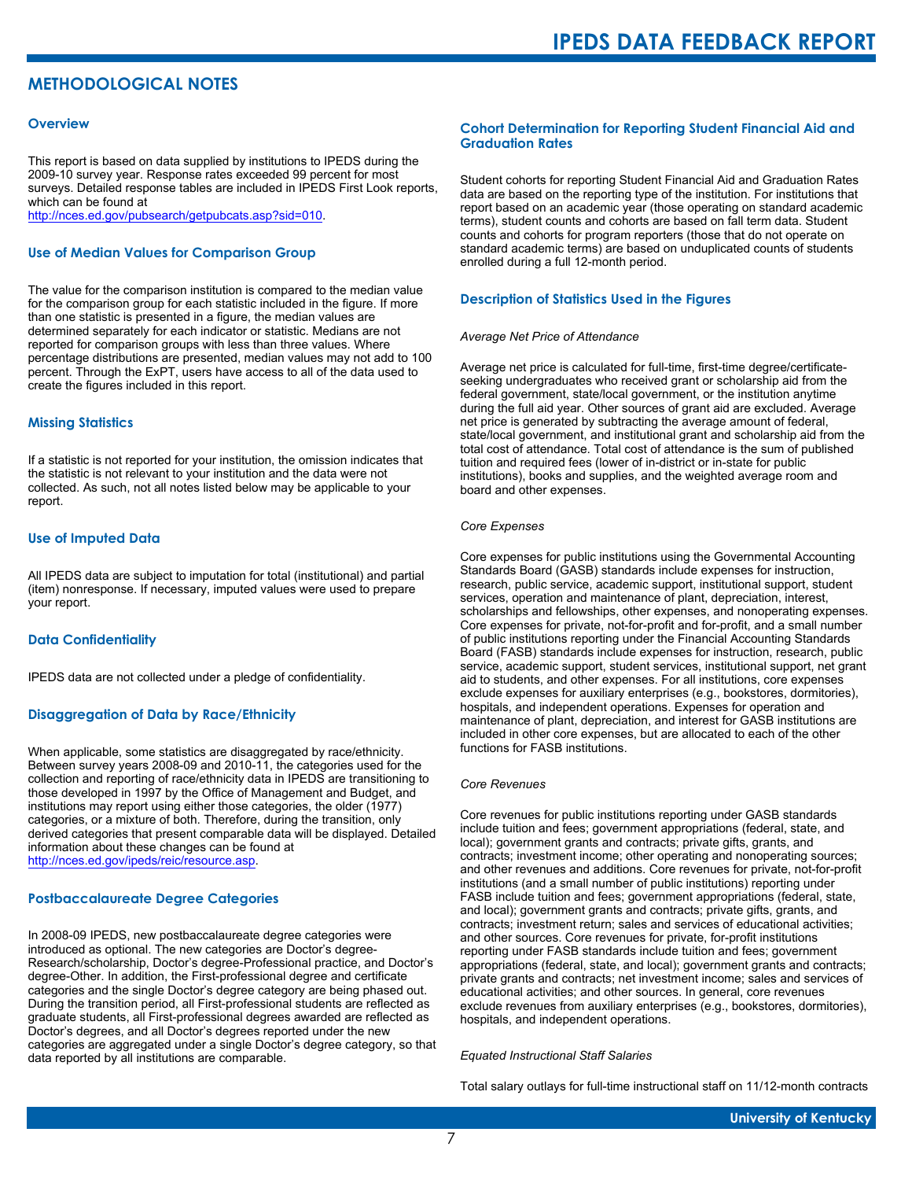## METHODOLOGICAL NOTES

### Overview

This report is based on data supplied by institutions to IPEDS during the 2009-10 survey year. Response rates exceeded 99 percent for most surveys. Detailed response tables are included in IPEDS First Look reports, which can be found at http://nces.ed.gov/pubsearch/getpubcats.asp?sid=010.

### Use of Median Values for Comparison Group

The value for the comparison institution is compared to the median value for the comparison group for each statistic included in the figure. If more than one statistic is presented in a figure, the median values are determined separately for each indicator or statistic. Medians are not reported for comparison groups with less than three values. Where percentage distributions are presented, median values may not add to 100 percent. Through the ExPT, users have access to all of the data used to create the figures included in this report.

### Missing Statistics

If a statistic is not reported for your institution, the omission indicates that the statistic is not relevant to your institution and the data were not collected. As such, not all notes listed below may be applicable to your report.

### Use of Imputed Data

All IPEDS data are subject to imputation for total (institutional) and partial (item) nonresponse. If necessary, imputed values were used to prepare your report.

### Data Confidentiality

IPEDS data are not collected under a pledge of confidentiality.

### Disaggregation of Data by Race/Ethnicity

When applicable, some statistics are disaggregated by race/ethnicity. Between survey years 2008-09 and 2010-11, the categories used for the collection and reporting of race/ethnicity data in IPEDS are transitioning to those developed in 1997 by the Office of Management and Budget, and institutions may report using either those categories, the older (1977) categories, or a mixture of both. Therefore, during the transition, only derived categories that present comparable data will be displayed. Detailed information about these changes can be found at http://nces.ed.gov/ipeds/reic/resource.asp.

### Postbaccalaureate Degree Categories

In 2008-09 IPEDS, new postbaccalaureate degree categories were introduced as optional. The new categories are Doctor's degree-Research/scholarship, Doctor's degree-Professional practice, and Doctor's degree-Other. In addition, the First-professional degree and certificate categories and the single Doctor's degree category are being phased out. During the transition period, all First-professional students are reflected as graduate students, all First-professional degrees awarded are reflected as Doctor's degrees, and all Doctor's degrees reported under the new categories are aggregated under a single Doctor's degree category, so that data reported by all institutions are comparable.

### Cohort Determination for Reporting Student Financial Aid and Graduation Rates

Student cohorts for reporting Student Financial Aid and Graduation Rates data are based on the reporting type of the institution. For institutions that report based on an academic year (those operating on standard academic terms), student counts and cohorts are based on fall term data. Student counts and cohorts for program reporters (those that do not operate on standard academic terms) are based on unduplicated counts of students enrolled during a full 12-month period.

### Description of Statistics Used in the Figures

*Average Net Price of Attendance*

Average net price is calculated for full-time, first-time degree/certificate-seeking undergraduates who received grant or scholarship aid from the federal government, state/local government, or the institution anytime during the full aid year. Other sources of grant aid are excluded. Average net price is generated by subtracting the average amount of federal, state/local government, and institutional grant and scholarship aid from the total cost of attendance. Total cost of attendance is the sum of published tuition and required fees (lower of in-district or in-state for public institutions), books and supplies, and the weighted average room and board and other expenses.

*Core Expenses*

Core expenses for public institutions using the Governmental Accounting Standards Board (GASB) standards include expenses for instruction, research, public service, academic support, institutional support, student services, operation and maintenance of plant, depreciation, interest, scholarships and fellowships, other expenses, and nonoperating expenses. Core expenses for private, not-for-profit and for-profit, and a small number of public institutions reporting under the Financial Accounting Standards Board (FASB) standards include expenses for instruction, research, public service, academic support, student services, institutional support, net grant aid to students, and other expenses. For all institutions, core expenses exclude expenses for auxiliary enterprises (e.g., bookstores, dormitories), hospitals, and independent operations. Expenses for operation and maintenance of plant, depreciation, and interest for GASB institutions are included in other core expenses, but are allocated to each of the other functions for FASB institutions.

*Core Revenues*

Core revenues for public institutions reporting under GASB standards include tuition and fees; government appropriations (federal, state, and local); government grants and contracts; private gifts, grants, and contracts; investment income; other operating and nonoperating sources; and other revenues and additions. Core revenues for private, not-for-profit institutions (and a small number of public institutions) reporting under FASB include tuition and fees; government appropriations (federal, state, and local); government grants and contracts; private gifts, grants, and contracts; investment return; sales and services of educational activities; and other sources. Core revenues for private, for-profit institutions reporting under FASB standards include tuition and fees; government appropriations (federal, state, and local); government grants and contracts; private grants and contracts; net investment income; sales and services of educational activities; and other sources. In general, core revenues exclude revenues from auxiliary enterprises (e.g., bookstores, dormitories), hospitals, and independent operations.

*Equated Instructional Staff Salaries*

Total salary outlays for full-time instructional staff on 11/12-month contracts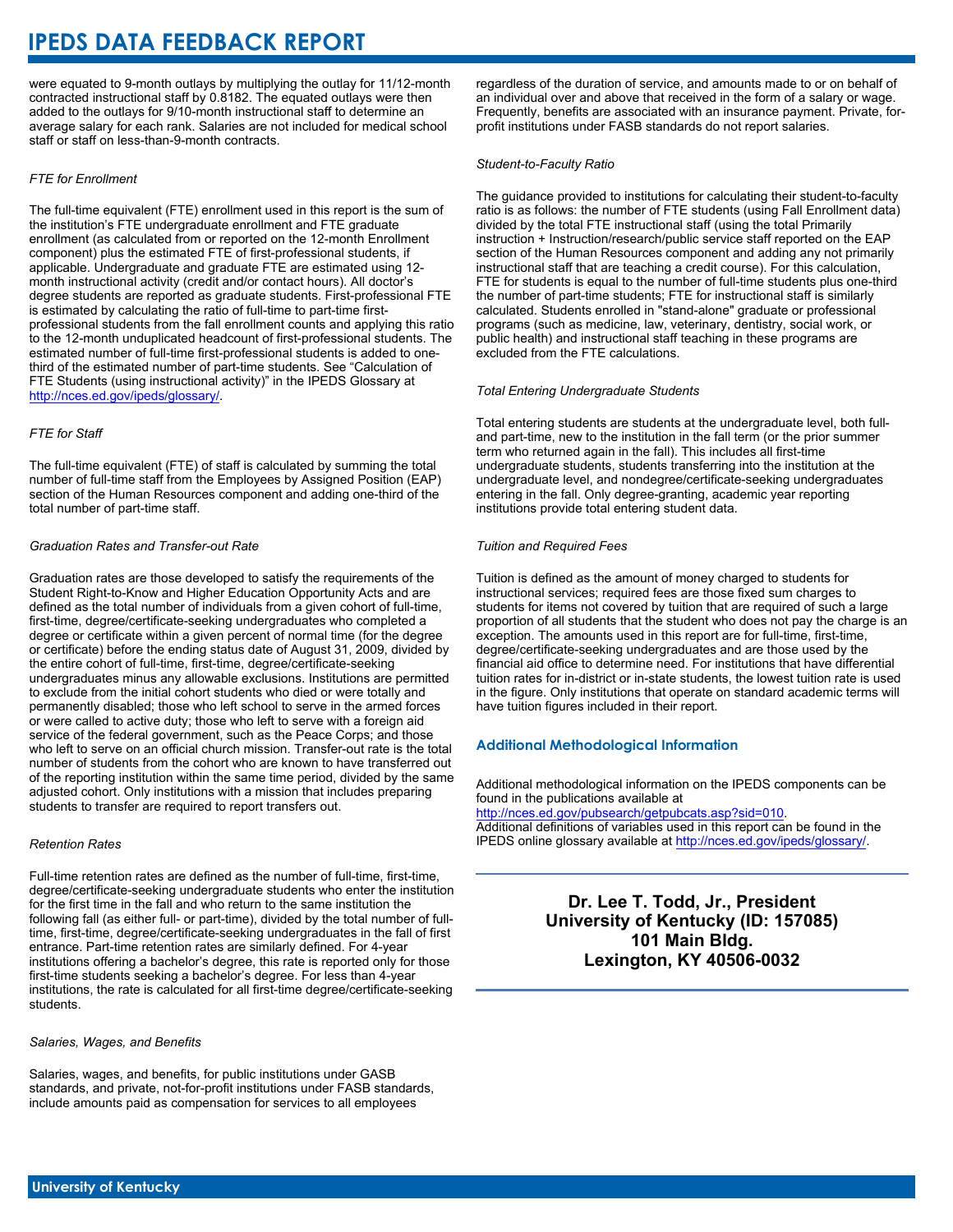were equated to 9-month outlays by multiplying the outlay for 11/12-month contracted instructional staff by 0.8182. The equated outlays were then added to the outlays for 9/10-month instructional staff to determine an average salary for each rank. Salaries are not included for medical school staff or staff on less-than-9-month contracts.

*FTE for Enrollment*

The full-time equivalent (FTE) enrollment used in this report is the sum of the institution's FTE undergraduate enrollment and FTE graduate enrollment (as calculated from or reported on the 12-month Enrollment component) plus the estimated FTE of first-professional students, if applicable. Undergraduate and graduate FTE are estimated using 12-month instructional activity (credit and/or contact hours). All doctor's degree students are reported as graduate students. First-professional FTE is estimated by calculating the ratio of full-time to part-time first-professional students from the fall enrollment counts and applying this ratio to the 12-month unduplicated headcount of first-professional students. The estimated number of full-time first-professional students is added to one-third of the estimated number of part-time students. See "Calculation of FTE Students (using instructional activity)" in the IPEDS Glossary at http://nces.ed.gov/ipeds/glossary/.

*FTE for Staff*

The full-time equivalent (FTE) of staff is calculated by summing the total number of full-time staff from the Employees by Assigned Position (EAP) section of the Human Resources component and adding one-third of the total number of part-time staff.

*Graduation Rates and Transfer-out Rate*

Graduation rates are those developed to satisfy the requirements of the Student Right-to-Know and Higher Education Opportunity Acts and are defined as the total number of individuals from a given cohort of full-time, first-time, degree/certificate-seeking undergraduates who completed a degree or certificate within a given percent of normal time (for the degree or certificate) before the ending status date of August 31, 2009, divided by the entire cohort of full-time, first-time, degree/certificate-seeking undergraduates minus any allowable exclusions. Institutions are permitted to exclude from the initial cohort students who died or were totally and permanently disabled; those who left school to serve in the armed forces or were called to active duty; those who left to serve with a foreign aid service of the federal government, such as the Peace Corps; and those who left to serve on an official church mission. Transfer-out rate is the total number of students from the cohort who are known to have transferred out of the reporting institution within the same time period, divided by the same adjusted cohort. Only institutions with a mission that includes preparing students to transfer are required to report transfers out.

*Retention Rates*

Full-time retention rates are defined as the number of full-time, first-time, degree/certificate-seeking undergraduate students who enter the institution for the first time in the fall and who return to the same institution the following fall (as either full- or part-time), divided by the total number of full-time, first-time, degree/certificate-seeking undergraduates in the fall of first entrance. Part-time retention rates are similarly defined. For 4-year institutions offering a bachelor's degree, this rate is reported only for those first-time students seeking a bachelor's degree. For less than 4-year institutions, the rate is calculated for all first-time degree/certificate-seeking students.

*Salaries, Wages, and Benefits*

Salaries, wages, and benefits, for public institutions under GASB standards, and private, not-for-profit institutions under FASB standards, include amounts paid as compensation for services to all employees regardless of the duration of service, and amounts made to or on behalf of an individual over and above that received in the form of a salary or wage. Frequently, benefits are associated with an insurance payment. Private, for-profit institutions under FASB standards do not report salaries.

*Student-to-Faculty Ratio*

The guidance provided to institutions for calculating their student-to-faculty ratio is as follows: the number of FTE students (using Fall Enrollment data) divided by the total FTE instructional staff (using the total Primarily instruction + Instruction/research/public service staff reported on the EAP section of the Human Resources component and adding any not primarily instructional staff that are teaching a credit course). For this calculation, FTE for students is equal to the number of full-time students plus one-third the number of part-time students; FTE for instructional staff is similarly calculated. Students enrolled in "stand-alone" graduate or professional programs (such as medicine, law, veterinary, dentistry, social work, or public health) and instructional staff teaching in these programs are excluded from the FTE calculations.

*Total Entering Undergraduate Students*

Total entering students are students at the undergraduate level, both full- and part-time, new to the institution in the fall term (or the prior summer term who returned again in the fall). This includes all first-time undergraduate students, students transferring into the institution at the undergraduate level, and nondegree/certificate-seeking undergraduates entering in the fall. Only degree-granting, academic year reporting institutions provide total entering student data.

*Tuition and Required Fees*

Tuition is defined as the amount of money charged to students for instructional services; required fees are those fixed sum charges to students for items not covered by tuition that are required of such a large proportion of all students that the student who does not pay the charge is an exception. The amounts used in this report are for full-time, first-time, degree/certificate-seeking undergraduates and are those used by the financial aid office to determine need. For institutions that have differential tuition rates for in-district or in-state students, the lowest tuition rate is used in the figure. Only institutions that operate on standard academic terms will have tuition figures included in their report.

## Additional Methodological Information

Additional methodological information on the IPEDS components can be found in the publications available at http://nces.ed.gov/pubsearch/getpubcats.asp?sid=010.
Additional definitions of variables used in this report can be found in the IPEDS online glossary available at http://nces.ed.gov/ipeds/glossary/.

**Dr. Lee T. Todd, Jr., President**
**University of Kentucky (ID: 157085)**
**101 Main Bldg.**
**Lexington, KY 40506-0032**